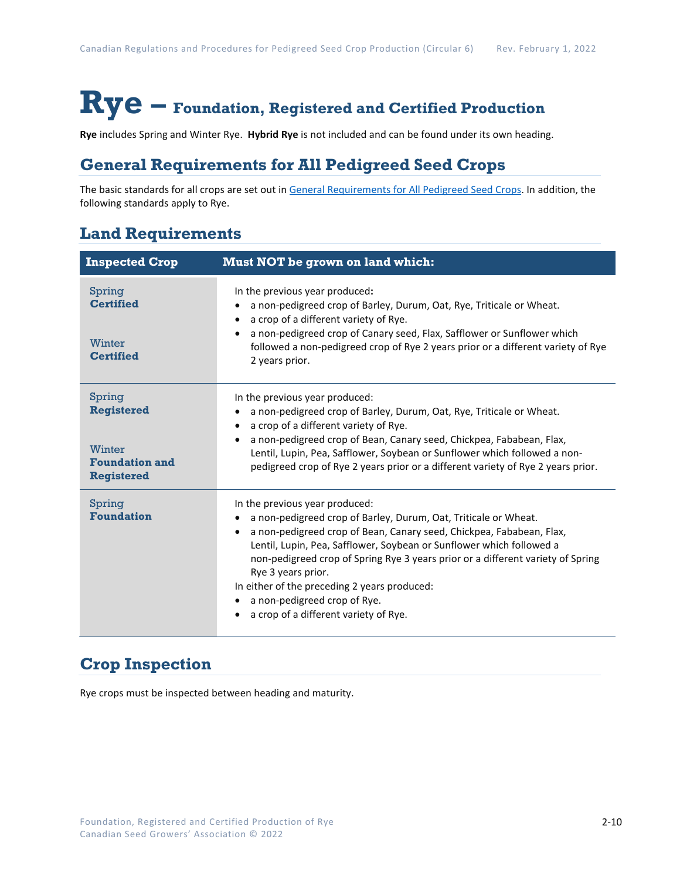# Rye – Foundation, Registered and Certified Production

**Rye** includes Spring and Winter Rye. **Hybrid Rye** is not included and can be found under its own heading.

## General Requirements for All Pedigreed Seed Crops

The basic standards for all crops are set out in [General Requirements for All Pedigreed Seed Crops](). In addition, the following standards apply to Rye.

## Land Requirements

| Inspected Crop | Must NOT be grown on land which: |
|---|---|
| Spring **Certified**<br><br>Winter **Certified** | In the previous year produced**:**<br>• a non-pedigreed crop of Barley, Durum, Oat, Rye, Triticale or Wheat.<br>• a crop of a different variety of Rye.<br>• a non-pedigreed crop of Canary seed, Flax, Safflower or Sunflower which followed a non-pedigreed crop of Rye 2 years prior or a different variety of Rye 2 years prior. |
| Spring **Registered**<br><br>Winter **Foundation and Registered** | In the previous year produced:<br>• a non-pedigreed crop of Barley, Durum, Oat, Rye, Triticale or Wheat.<br>• a crop of a different variety of Rye.<br>• a non-pedigreed crop of Bean, Canary seed, Chickpea, Fababean, Flax, Lentil, Lupin, Pea, Safflower, Soybean or Sunflower which followed a non-pedigreed crop of Rye 2 years prior or a different variety of Rye 2 years prior. |
| Spring **Foundation** | In the previous year produced:<br>• a non-pedigreed crop of Barley, Durum, Oat, Triticale or Wheat.<br>• a non-pedigreed crop of Bean, Canary seed, Chickpea, Fababean, Flax, Lentil, Lupin, Pea, Safflower, Soybean or Sunflower which followed a non-pedigreed crop of Spring Rye 3 years prior or a different variety of Spring Rye 3 years prior.<br>In either of the preceding 2 years produced:<br>• a non-pedigreed crop of Rye.<br>• a crop of a different variety of Rye. |

## Crop Inspection

Rye crops must be inspected between heading and maturity.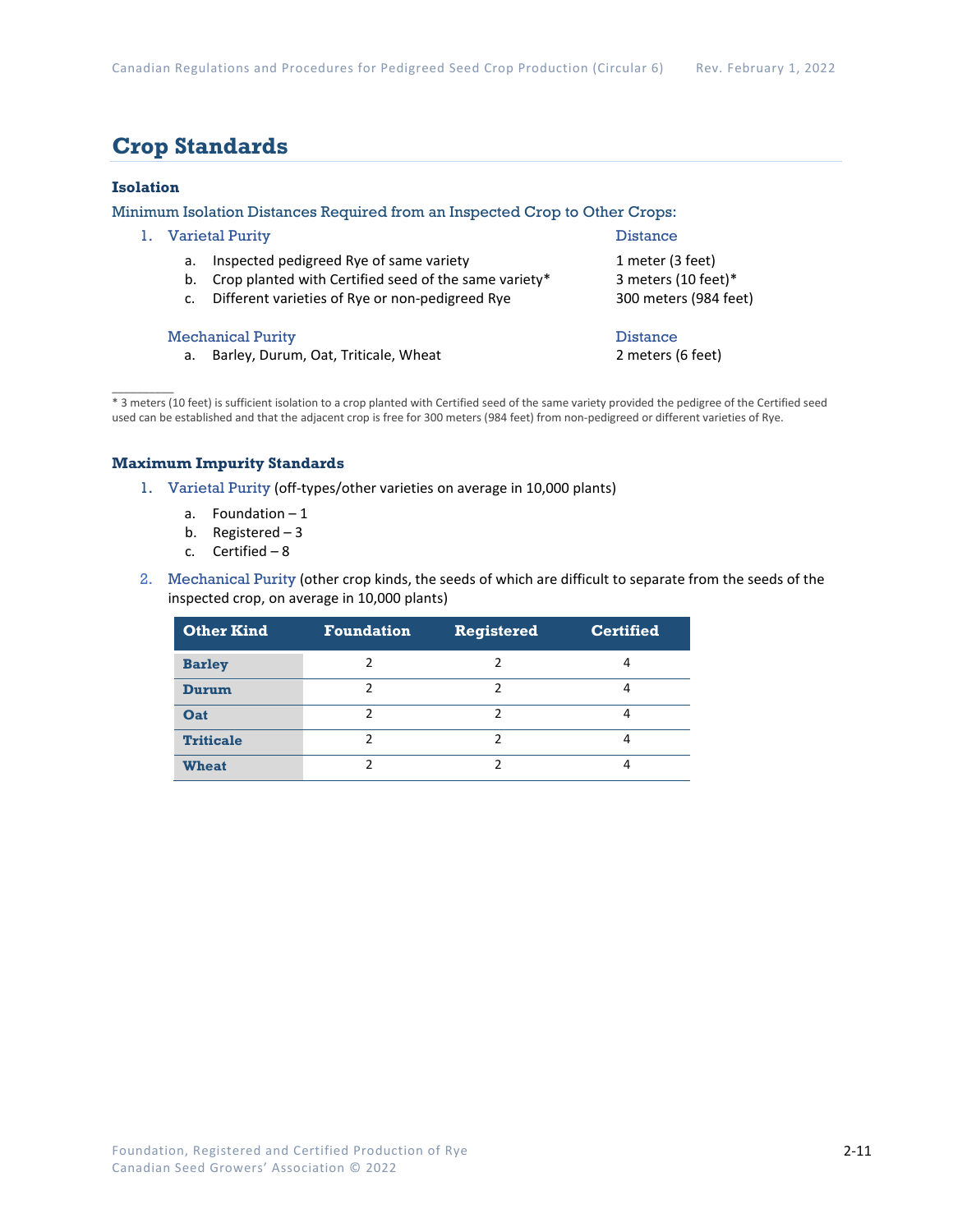## Crop Standards

### Isolation

Minimum Isolation Distances Required from an Inspected Crop to Other Crops:

1. Varietal Purity — Distance
   a. Inspected pedigreed Rye of same variety — 1 meter (3 feet)
   b. Crop planted with Certified seed of the same variety* — 3 meters (10 feet)*
   c. Different varieties of Rye or non-pedigreed Rye — 300 meters (984 feet)

   Mechanical Purity — Distance
   a. Barley, Durum, Oat, Triticale, Wheat — 2 meters (6 feet)

\* 3 meters (10 feet) is sufficient isolation to a crop planted with Certified seed of the same variety provided the pedigree of the Certified seed used can be established and that the adjacent crop is free for 300 meters (984 feet) from non-pedigreed or different varieties of Rye.

### Maximum Impurity Standards

1. Varietal Purity (off-types/other varieties on average in 10,000 plants)
   a. Foundation – 1
   b. Registered – 3
   c. Certified – 8
2. Mechanical Purity (other crop kinds, the seeds of which are difficult to separate from the seeds of the inspected crop, on average in 10,000 plants)

| Other Kind | Foundation | Registered | Certified |
|---|---|---|---|
| **Barley** | 2 | 2 | 4 |
| **Durum** | 2 | 2 | 4 |
| **Oat** | 2 | 2 | 4 |
| **Triticale** | 2 | 2 | 4 |
| **Wheat** | 2 | 2 | 4 |